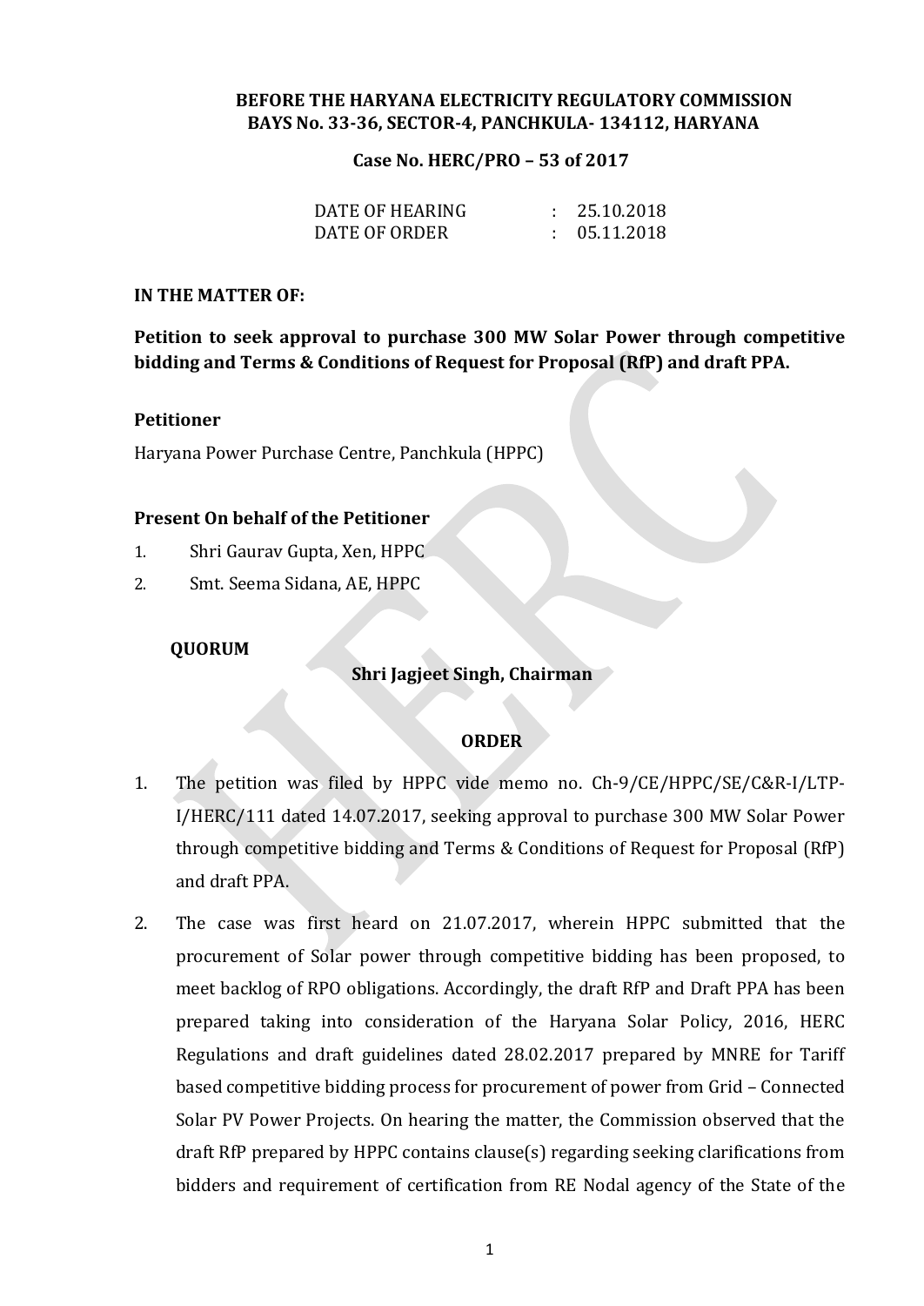**BEFORE THE HARYANA ELECTRICITY REGULATORY COMMISSION**
**BAYS No. 33-36, SECTOR-4, PANCHKULA- 134112, HARYANA**

**Case No. HERC/PRO – 53 of 2017**

| | | |
|---|---|---|
| DATE OF HEARING | : | 25.10.2018 |
| DATE OF ORDER | : | 05.11.2018 |

**IN THE MATTER OF:**

**Petition to seek approval to purchase 300 MW Solar Power through competitive bidding and Terms & Conditions of Request for Proposal (RfP) and draft PPA.**

**Petitioner**

Haryana Power Purchase Centre, Panchkula (HPPC)

**Present On behalf of the Petitioner**

1. Shri Gaurav Gupta, Xen, HPPC
2. Smt. Seema Sidana, AE, HPPC

**QUORUM**

**Shri Jagjeet Singh, Chairman**

**ORDER**

1. The petition was filed by HPPC vide memo no. Ch-9/CE/HPPC/SE/C&R-I/LTP-I/HERC/111 dated 14.07.2017, seeking approval to purchase 300 MW Solar Power through competitive bidding and Terms & Conditions of Request for Proposal (RfP) and draft PPA.

2. The case was first heard on 21.07.2017, wherein HPPC submitted that the procurement of Solar power through competitive bidding has been proposed, to meet backlog of RPO obligations. Accordingly, the draft RfP and Draft PPA has been prepared taking into consideration of the Haryana Solar Policy, 2016, HERC Regulations and draft guidelines dated 28.02.2017 prepared by MNRE for Tariff based competitive bidding process for procurement of power from Grid – Connected Solar PV Power Projects. On hearing the matter, the Commission observed that the draft RfP prepared by HPPC contains clause(s) regarding seeking clarifications from bidders and requirement of certification from RE Nodal agency of the State of the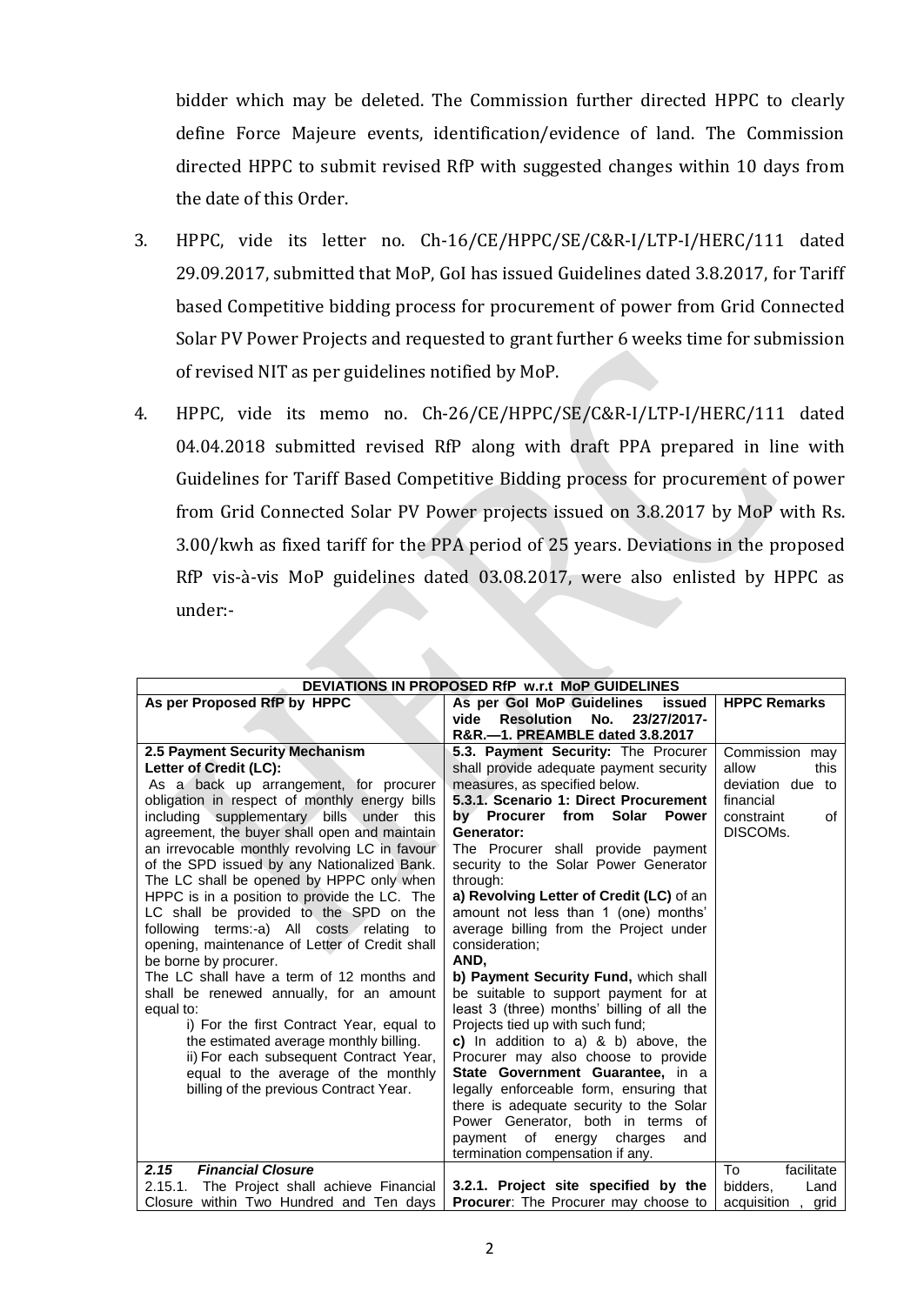bidder which may be deleted. The Commission further directed HPPC to clearly define Force Majeure events, identification/evidence of land. The Commission directed HPPC to submit revised RfP with suggested changes within 10 days from the date of this Order.

3. HPPC, vide its letter no. Ch-16/CE/HPPC/SE/C&R-I/LTP-I/HERC/111 dated 29.09.2017, submitted that MoP, GoI has issued Guidelines dated 3.8.2017, for Tariff based Competitive bidding process for procurement of power from Grid Connected Solar PV Power Projects and requested to grant further 6 weeks time for submission of revised NIT as per guidelines notified by MoP.

4. HPPC, vide its memo no. Ch-26/CE/HPPC/SE/C&R-I/LTP-I/HERC/111 dated 04.04.2018 submitted revised RfP along with draft PPA prepared in line with Guidelines for Tariff Based Competitive Bidding process for procurement of power from Grid Connected Solar PV Power projects issued on 3.8.2017 by MoP with Rs. 3.00/kwh as fixed tariff for the PPA period of 25 years. Deviations in the proposed RfP vis-à-vis MoP guidelines dated 03.08.2017, were also enlisted by HPPC as under:-

| **DEVIATIONS IN PROPOSED RfP w.r.t MoP GUIDELINES** | | |
|---|---|---|
| **As per Proposed RfP by HPPC** | **As per GoI MoP Guidelines issued vide Resolution No. 23/27/2017-R&R.—1. PREAMBLE dated 3.8.2017** | **HPPC Remarks** |
| **2.5 Payment Security Mechanism**<br>**Letter of Credit (LC):**<br>As a back up arrangement, for procurer obligation in respect of monthly energy bills including supplementary bills under this agreement, the buyer shall open and maintain an irrevocable monthly revolving LC in favour of the SPD issued by any Nationalized Bank. The LC shall be opened by HPPC only when HPPC is in a position to provide the LC. The LC shall be provided to the SPD on the following terms:-a) All costs relating to opening, maintenance of Letter of Credit shall be borne by procurer.<br>The LC shall have a term of 12 months and shall be renewed annually, for an amount equal to:<br>i) For the first Contract Year, equal to the estimated average monthly billing.<br>ii) For each subsequent Contract Year, equal to the average of the monthly billing of the previous Contract Year. | **5.3. Payment Security:** The Procurer shall provide adequate payment security measures, as specified below.<br>**5.3.1. Scenario 1: Direct Procurement by Procurer from Solar Power Generator:**<br>The Procurer shall provide payment security to the Solar Power Generator through:<br>**a) Revolving Letter of Credit (LC)** of an amount not less than 1 (one) months' average billing from the Project under consideration;<br>**AND,**<br>**b) Payment Security Fund,** which shall be suitable to support payment for at least 3 (three) months' billing of all the Projects tied up with such fund;<br>**c)** In addition to a) & b) above, the Procurer may also choose to provide **State Government Guarantee,** in a legally enforceable form, ensuring that there is adequate security to the Solar Power Generator, both in terms of payment of energy charges and termination compensation if any. | Commission may allow this deviation due to financial constraint of DISCOMs. |
| ***2.15 Financial Closure***<br>2.15.1. The Project shall achieve Financial Closure within Two Hundred and Ten days | **3.2.1. Project site specified by the Procurer**: The Procurer may choose to | To facilitate bidders, Land acquisition , grid |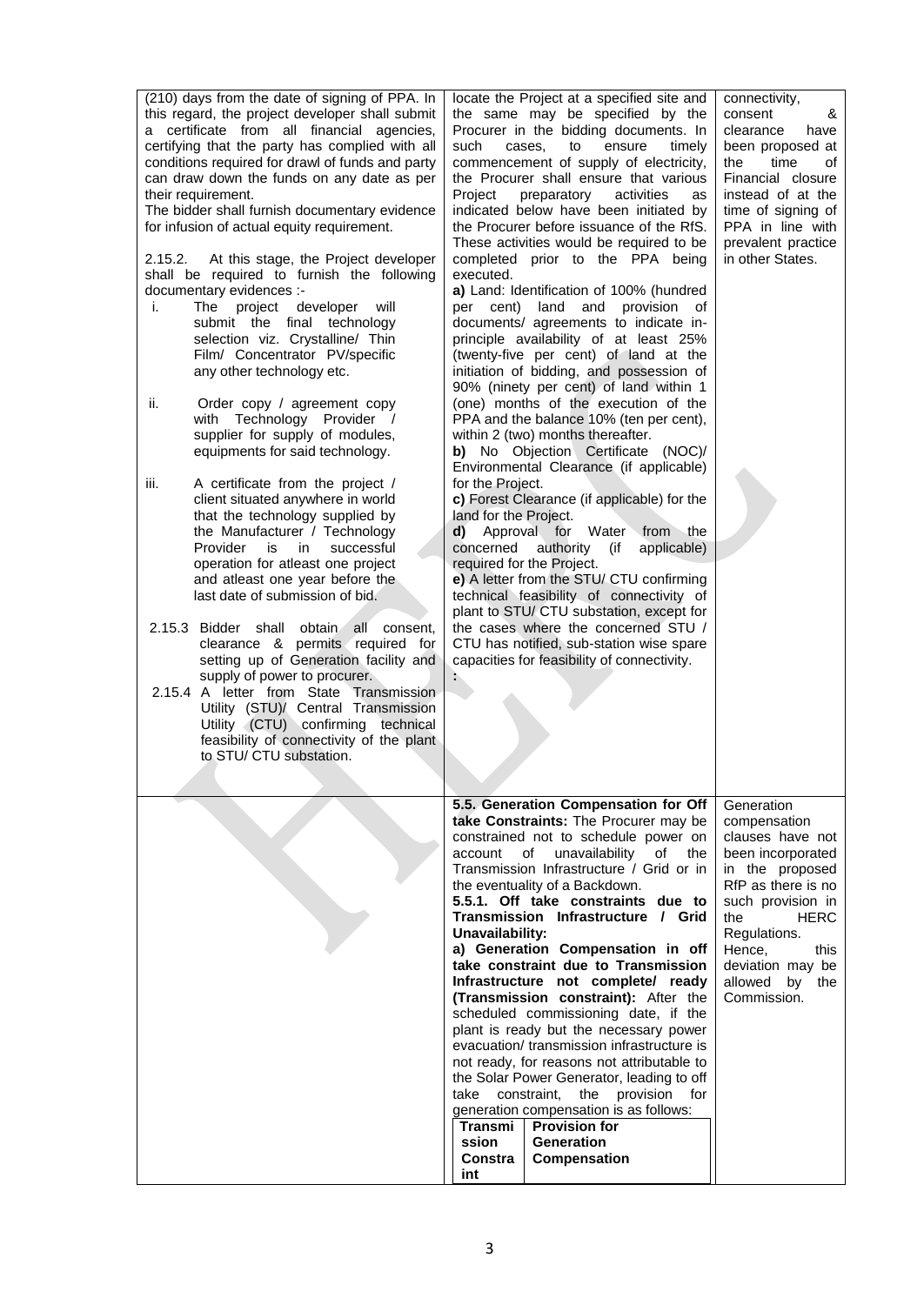| | | |
|---|---|---|
| (210) days from the date of signing of PPA. In this regard, the project developer shall submit a certificate from all financial agencies, certifying that the party has complied with all conditions required for drawl of funds and party can draw down the funds on any date as per their requirement.<br>The bidder shall furnish documentary evidence for infusion of actual equity requirement.<br><br>2.15.2. At this stage, the Project developer shall be required to furnish the following documentary evidences :-<br>i. The project developer will submit the final technology selection viz. Crystalline/ Thin Film/ Concentrator PV/specific any other technology etc.<br><br>ii. Order copy / agreement copy with Technology Provider / supplier for supply of modules, equipments for said technology.<br><br>iii. A certificate from the project / client situated anywhere in world that the technology supplied by the Manufacturer / Technology Provider is in successful operation for atleast one project and atleast one year before the last date of submission of bid.<br><br>2.15.3 Bidder shall obtain all consent, clearance & permits required for setting up of Generation facility and supply of power to procurer.<br>2.15.4 A letter from State Transmission Utility (STU)/ Central Transmission Utility (CTU) confirming technical feasibility of connectivity of the plant to STU/ CTU substation. | locate the Project at a specified site and the same may be specified by the Procurer in the bidding documents. In such cases, to ensure timely commencement of supply of electricity, the Procurer shall ensure that various Project preparatory activities as indicated below have been initiated by the Procurer before issuance of the RfS. These activities would be required to be completed prior to the PPA being executed.<br>**a)** Land: Identification of 100% (hundred per cent) land and provision of documents/ agreements to indicate in-principle availability of at least 25% (twenty-five per cent) of land at the initiation of bidding, and possession of 90% (ninety per cent) of land within 1 (one) months of the execution of the PPA and the balance 10% (ten per cent), within 2 (two) months thereafter.<br>**b)** No Objection Certificate (NOC)/ Environmental Clearance (if applicable) for the Project.<br>**c)** Forest Clearance (if applicable) for the land for the Project.<br>**d)** Approval for Water from the concerned authority (if applicable) required for the Project.<br>**e)** A letter from the STU/ CTU confirming technical feasibility of connectivity of plant to STU/ CTU substation, except for the cases where the concerned STU / CTU has notified, sub-station wise spare capacities for feasibility of connectivity.<br>**:** | connectivity, consent & clearance have been proposed at the time of Financial closure instead of at the time of signing of PPA in line with prevalent practice in other States. |
| | **5.5. Generation Compensation for Off take Constraints:** The Procurer may be constrained not to schedule power on account of unavailability of the Transmission Infrastructure / Grid or in the eventuality of a Backdown.<br>**5.5.1. Off take constraints due to Transmission Infrastructure / Grid Unavailability:**<br>**a) Generation Compensation in off take constraint due to Transmission Infrastructure not complete/ ready (Transmission constraint):** After the scheduled commissioning date, if the plant is ready but the necessary power evacuation/ transmission infrastructure is not ready, for reasons not attributable to the Solar Power Generator, leading to off take constraint, the provision for generation compensation is as follows:<br><br>**Transmission Constraint** \| **Provision for Generation Compensation** | Generation compensation clauses have not been incorporated in the proposed RfP as there is no such provision in the HERC Regulations. Hence, this deviation may be allowed by the Commission. |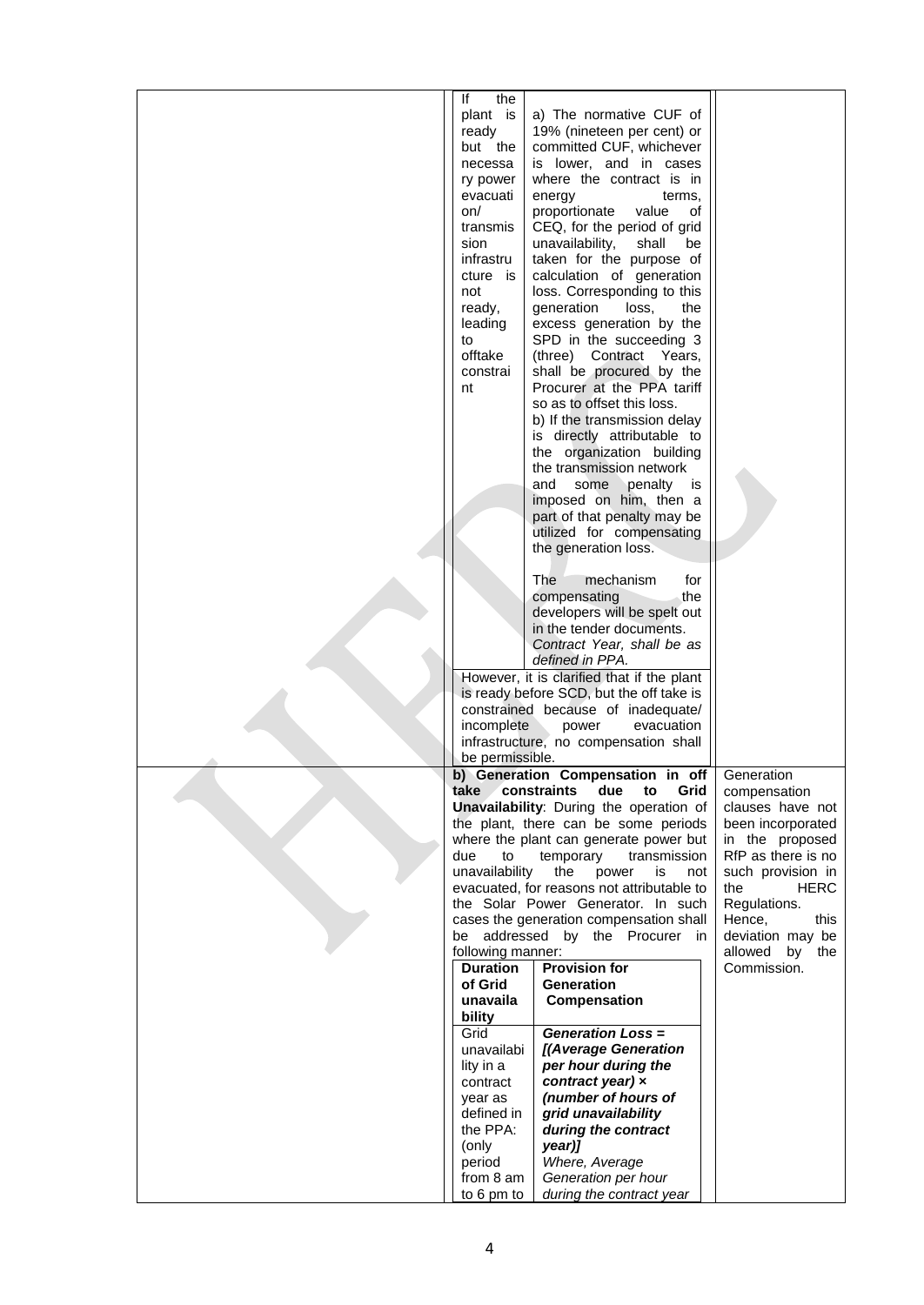| | | |
|---|---|---|
| | If the plant is ready but the necessary power evacuation/ transmission infrastructure is not ready, leading to offtake constraint — a) The normative CUF of 19% (nineteen per cent) or committed CUF, whichever is lower, and in cases where the contract is in energy terms, proportionate value of CEQ, for the period of grid unavailability, shall be taken for the purpose of calculation of generation loss. Corresponding to this generation loss, the excess generation by the SPD in the succeeding 3 (three) Contract Years, shall be procured by the Procurer at the PPA tariff so as to offset this loss. b) If the transmission delay is directly attributable to the organization building the transmission network and some penalty is imposed on him, then a part of that penalty may be utilized for compensating the generation loss. The mechanism for compensating the developers will be spelt out in the tender documents. *Contract Year, shall be as defined in PPA.* However, it is clarified that if the plant is ready before SCD, but the off take is constrained because of inadequate/ incomplete power evacuation infrastructure, no compensation shall be permissible. | |
| | **b) Generation Compensation in off take constraints due to Grid Unavailability**: During the operation of the plant, there can be some periods where the plant can generate power but due to temporary transmission unavailability the power is not evacuated, for reasons not attributable to the Solar Power Generator. In such cases the generation compensation shall be addressed by the Procurer in following manner: | Generation compensation clauses have not been incorporated in the proposed RfP as there is no such provision in the HERC Regulations. Hence, this deviation may be allowed by the Commission. |
| | **Duration of Grid unavailability** / **Provision for Generation Compensation** — Grid unavailability in a contract year as defined in the PPA: (only period from 8 am to 6 pm to / ***Generation Loss = [(Average Generation per hour during the contract year) × (number of hours of grid unavailability during the contract year)]*** *Where, Average Generation per hour during the contract year* | |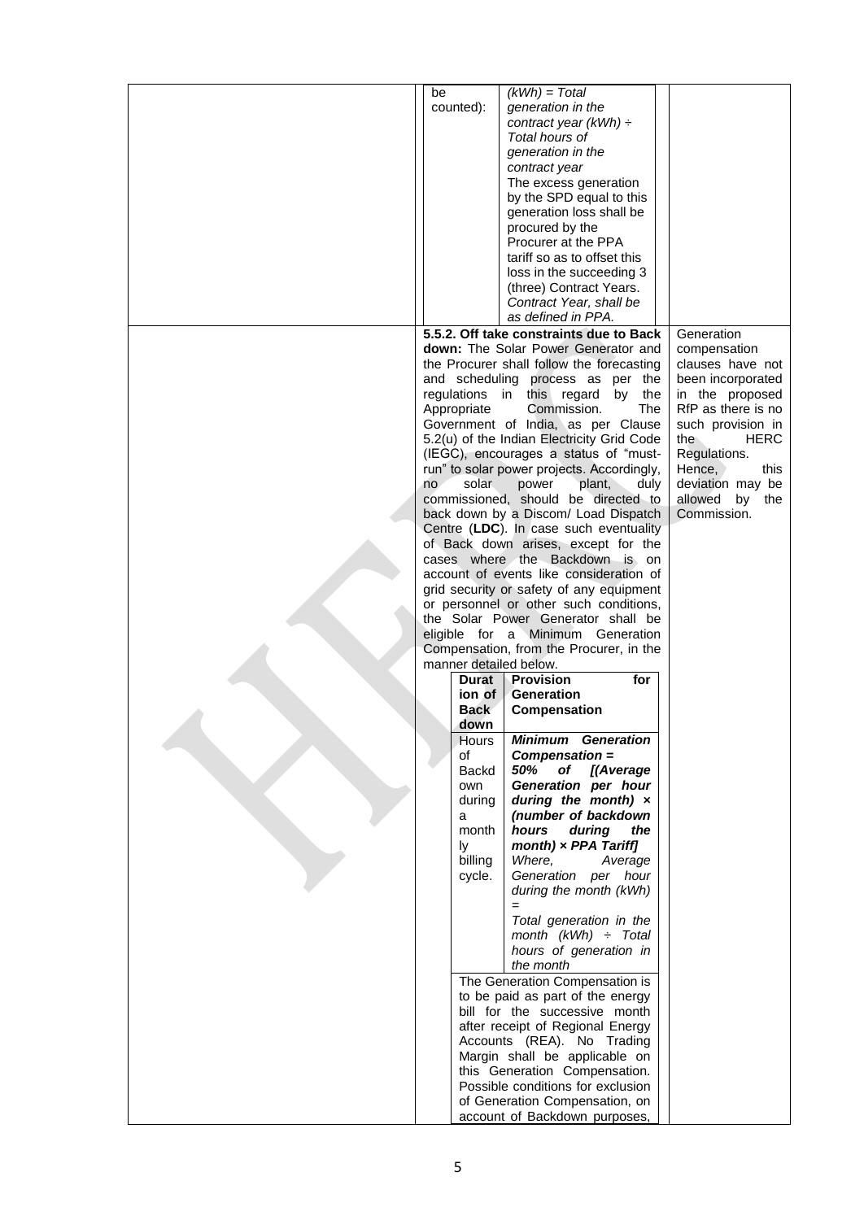| | | |
|---|---|---|
| | be counted): (kWh) = Total generation in the contract year (kWh) ÷ Total hours of generation in the contract year<br>The excess generation by the SPD equal to this generation loss shall be procured by the Procurer at the PPA tariff so as to offset this loss in the succeeding 3 (three) Contract Years. *Contract Year, shall be as defined in PPA.* | |
| | **5.5.2. Off take constraints due to Back down:** The Solar Power Generator and the Procurer shall follow the forecasting and scheduling process as per the regulations in this regard by the Appropriate Commission. The Government of India, as per Clause 5.2(u) of the Indian Electricity Grid Code (IEGC), encourages a status of "must-run" to solar power projects. Accordingly, no solar power plant, duly commissioned, should be directed to back down by a Discom/ Load Dispatch Centre (**LDC**). In case such eventuality of Back down arises, except for the cases where the Backdown is on account of events like consideration of grid security or safety of any equipment or personnel or other such conditions, the Solar Power Generator shall be eligible for a Minimum Generation Compensation, from the Procurer, in the manner detailed below.<br><br>**Duration of Back down**: Hours of Backdown during a monthly billing cycle.<br>**Provision for Generation Compensation**: ***Minimum Generation Compensation = 50% of [(Average Generation per hour during the month) × (number of backdown hours during the month) × PPA Tariff]*** *Where, Average Generation per hour during the month (kWh) = Total generation in the month (kWh) ÷ Total hours of generation in the month*<br><br>The Generation Compensation is to be paid as part of the energy bill for the successive month after receipt of Regional Energy Accounts (REA). No Trading Margin shall be applicable on this Generation Compensation. Possible conditions for exclusion of Generation Compensation, on account of Backdown purposes, | Generation compensation clauses have not been incorporated in the proposed RfP as there is no such provision in the HERC Regulations. Hence, this deviation may be allowed by the Commission. |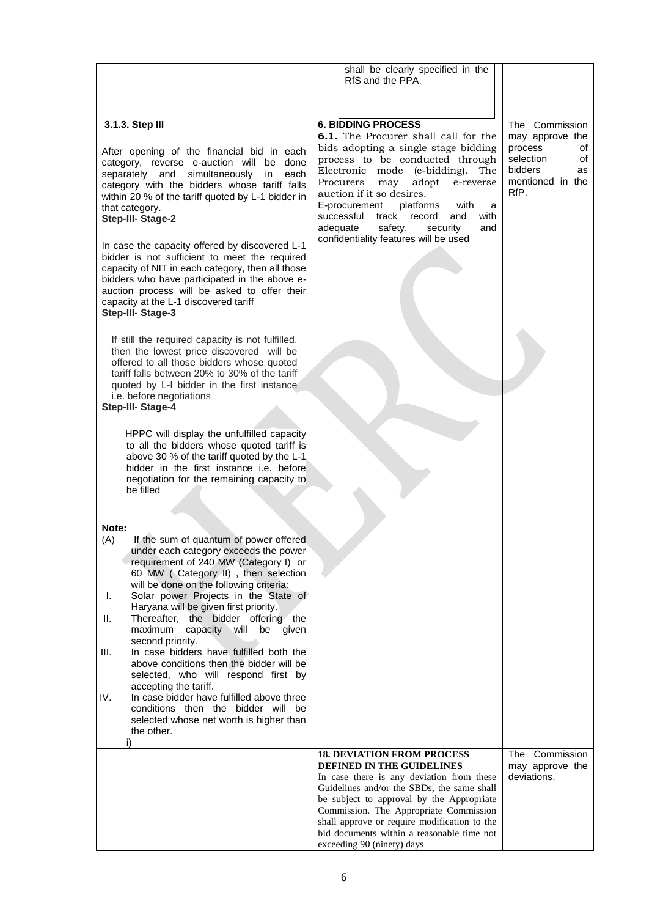| | | |
|---|---|---|
| | shall be clearly specified in the RfS and the PPA. | |
| **3.1.3. Step III**<br><br>After opening of the financial bid in each category, reverse e-auction will be done separately and simultaneously in each category with the bidders whose tariff falls within 20 % of the tariff quoted by L-1 bidder in that category.<br>**Step-III- Stage-2**<br><br>In case the capacity offered by discovered L-1 bidder is not sufficient to meet the required capacity of NIT in each category, then all those bidders who have participated in the above e-auction process will be asked to offer their capacity at the L-1 discovered tariff<br>**Step-III- Stage-3**<br><br>If still the required capacity is not fulfilled, then the lowest price discovered will be offered to all those bidders whose quoted tariff falls between 20% to 30% of the tariff quoted by L-I bidder in the first instance i.e. before negotiations<br>**Step-III- Stage-4**<br><br>HPPC will display the unfulfilled capacity to all the bidders whose quoted tariff is above 30 % of the tariff quoted by the L-1 bidder in the first instance i.e. before negotiation for the remaining capacity to be filled<br><br>**Note:**<br>(A) If the sum of quantum of power offered under each category exceeds the power requirement of 240 MW (Category I) or 60 MW ( Category II) , then selection will be done on the following criteria:<br>I. Solar power Projects in the State of Haryana will be given first priority.<br>II. Thereafter, the bidder offering the maximum capacity will be given second priority.<br>III. In case bidders have fulfilled both the above conditions then the bidder will be selected, who will respond first by accepting the tariff.<br>IV. In case bidder have fulfilled above three conditions then the bidder will be selected whose net worth is higher than the other.<br>i) | **6. BIDDING PROCESS**<br>**6.1.** The Procurer shall call for the bids adopting a single stage bidding process to be conducted through Electronic mode (e-bidding). The Procurers may adopt e-reverse auction if it so desires.<br>E-procurement platforms with a successful track record and with adequate safety, security and confidentiality features will be used | The Commission may approve the process of selection of bidders as mentioned in the RfP. |
| | **18. DEVIATION FROM PROCESS DEFINED IN THE GUIDELINES**<br>In case there is any deviation from these Guidelines and/or the SBDs, the same shall be subject to approval by the Appropriate Commission. The Appropriate Commission shall approve or require modification to the bid documents within a reasonable time not exceeding 90 (ninety) days | The Commission may approve the deviations. |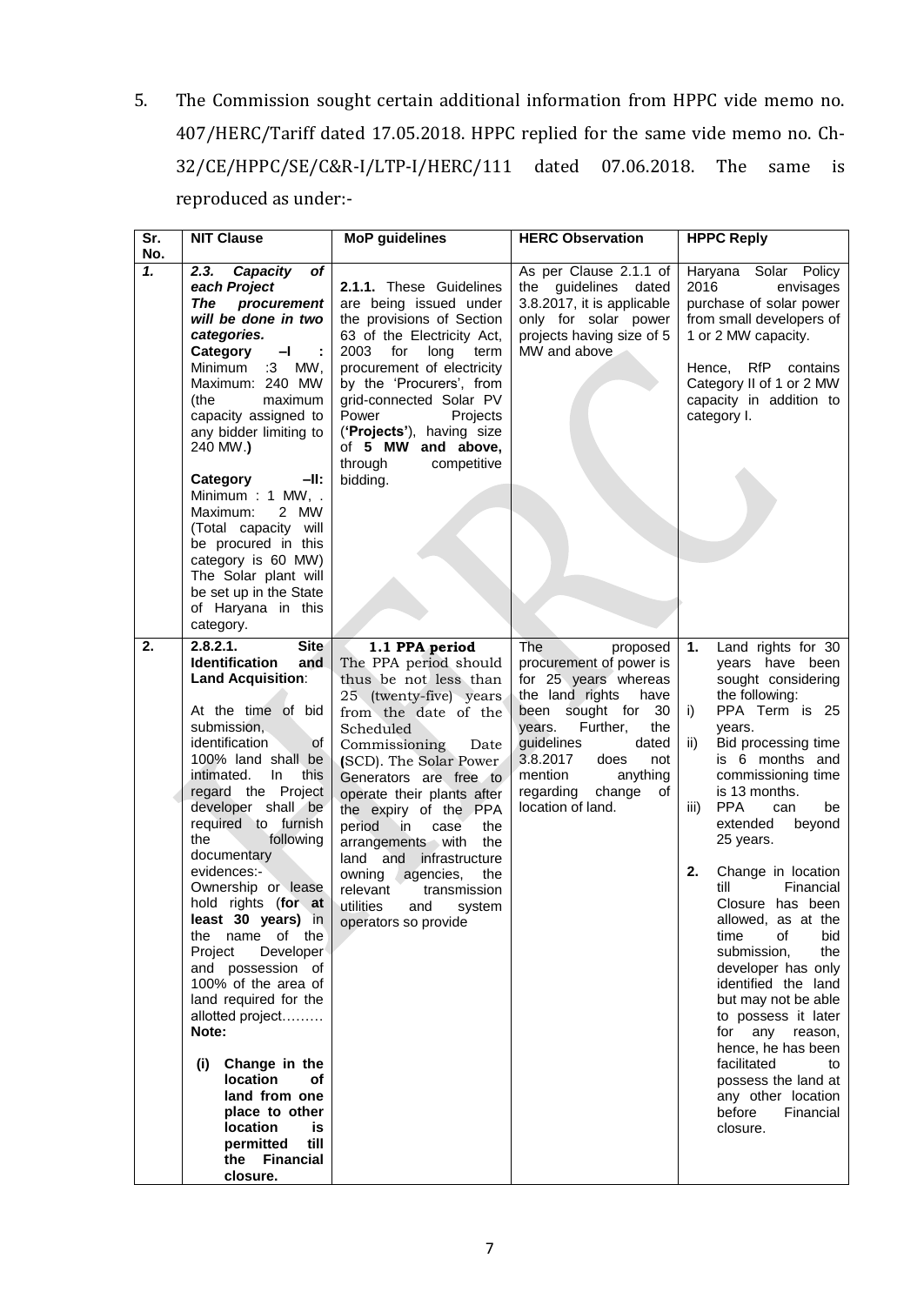5. The Commission sought certain additional information from HPPC vide memo no. 407/HERC/Tariff dated 17.05.2018. HPPC replied for the same vide memo no. Ch-32/CE/HPPC/SE/C&R-I/LTP-I/HERC/111 dated 07.06.2018. The same is reproduced as under:-

| Sr. No. | NIT Clause | MoP guidelines | HERC Observation | HPPC Reply |
|---|---|---|---|---|
| *1.* | ***2.3. Capacity of each Project*** ***The procurement will be done in two categories.*** **Category –I :** Minimum :3 MW, Maximum: 240 MW (the maximum capacity assigned to any bidder limiting to 240 MW.**)** **Category –II:** Minimum : 1 MW, . Maximum: 2 MW (Total capacity will be procured in this category is 60 MW) The Solar plant will be set up in the State of Haryana in this category. | **2.1.1.** These Guidelines are being issued under the provisions of Section 63 of the Electricity Act, 2003 for long term procurement of electricity by the 'Procurers', from grid-connected Solar PV Power Projects (**'Projects'**), having size of **5 MW and above,** through competitive bidding. | As per Clause 2.1.1 of the guidelines dated 3.8.2017, it is applicable only for solar power projects having size of 5 MW and above | Haryana Solar Policy 2016 envisages purchase of solar power from small developers of 1 or 2 MW capacity. Hence, RfP contains Category II of 1 or 2 MW capacity in addition to category I. |
| **2.** | **2.8.2.1. Site Identification and Land Acquisition**: At the time of bid submission, identification of 100% land shall be intimated. In this regard the Project developer shall be required to furnish the following documentary evidences:- Ownership or lease hold rights (**for at least 30 years)** in the name of the Project Developer and possession of 100% of the area of land required for the allotted project……… **Note:** **(i) Change in the location of land from one place to other location is permitted till the Financial closure.** | **1.1 PPA period** The PPA period should thus be not less than 25 (twenty-five) years from the date of the Scheduled Commissioning Date **(**SCD). The Solar Power Generators are free to operate their plants after the expiry of the PPA period in case the arrangements with the land and infrastructure owning agencies, the relevant transmission utilities and system operators so provide | The proposed procurement of power is for 25 years whereas the land rights have been sought for 30 years. Further, the guidelines dated 3.8.2017 does not mention anything regarding change of location of land. | **1.** Land rights for 30 years have been sought considering the following: i) PPA Term is 25 years. ii) Bid processing time is 6 months and commissioning time is 13 months. iii) PPA can be extended beyond 25 years. **2.** Change in location till Financial Closure has been allowed, as at the time of bid submission, the developer has only identified the land but may not be able to possess it later for any reason, hence, he has been facilitated to possess the land at any other location before Financial closure. |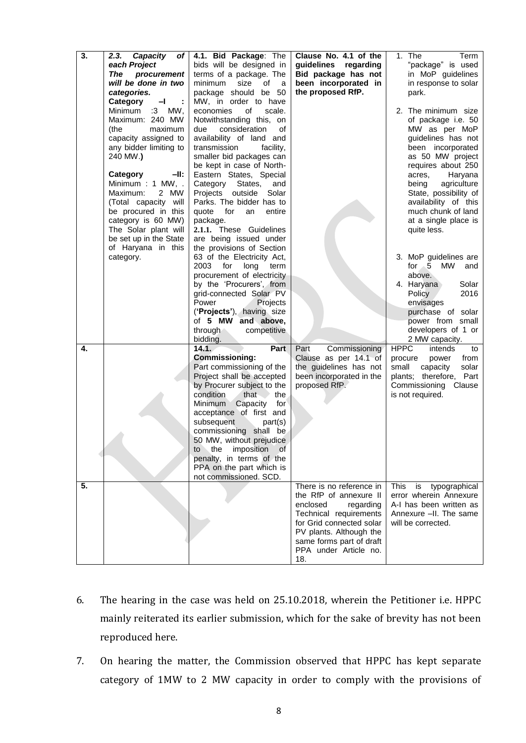| 3. | ***2.3. Capacity of each Project The procurement will be done in two categories.*** **Category –I :** Minimum :3 MW, Maximum: 240 MW (the maximum capacity assigned to any bidder limiting to 240 MW.**)** **Category –II:** Minimum : 1 MW, . Maximum: 2 MW (Total capacity will be procured in this category is 60 MW) The Solar plant will be set up in the State of Haryana in this category. | **4.1. Bid Package**: The bids will be designed in terms of a package. The minimum size of a package should be 50 MW, in order to have economies of scale. Notwithstanding this, on due consideration of availability of land and transmission facility, smaller bid packages can be kept in case of North-Eastern States, Special Category States, and Projects outside Solar Parks. The bidder has to quote for an entire package. **2.1.1.** These Guidelines are being issued under the provisions of Section 63 of the Electricity Act, 2003 for long term procurement of electricity by the 'Procurers', from grid-connected Solar PV Power Projects (**'Projects'**), having size of **5 MW and above,** through competitive bidding. | **Clause No. 4.1 of the guidelines regarding Bid package has not been incorporated in the proposed RfP.** | 1. The Term "package" is used in MoP guidelines in response to solar park. 2. The minimum size of package i.e. 50 MW as per MoP guidelines has not been incorporated as 50 MW project requires about 250 acres, Haryana being agriculture State, possibility of availability of this much chunk of land at a single place is quite less. 3. MoP guidelines are for 5 MW and above. 4. Haryana Solar Policy 2016 envisages purchase of solar power from small developers of 1 or 2 MW capacity. |
|---|---|---|---|---|
| **4.** | | **14.1. Part Commissioning:** Part commissioning of the Project shall be accepted by Procurer subject to the condition that the Minimum Capacity for acceptance of first and subsequent part(s) commissioning shall be 50 MW, without prejudice to the imposition of penalty, in terms of the PPA on the part which is not commissioned. SCD. | Part Commissioning Clause as per 14.1 of the guidelines has not been incorporated in the proposed RfP. | HPPC intends to procure power from small capacity solar plants; therefore, Part Commissioning Clause is not required. |
| **5.** | | | There is no reference in the RfP of annexure II enclosed regarding Technical requirements for Grid connected solar PV plants. Although the same forms part of draft PPA under Article no. 18. | This is typographical error wherein Annexure A-I has been written as Annexure –II. The same will be corrected. |

6. The hearing in the case was held on 25.10.2018, wherein the Petitioner i.e. HPPC mainly reiterated its earlier submission, which for the sake of brevity has not been reproduced here.

7. On hearing the matter, the Commission observed that HPPC has kept separate category of 1MW to 2 MW capacity in order to comply with the provisions of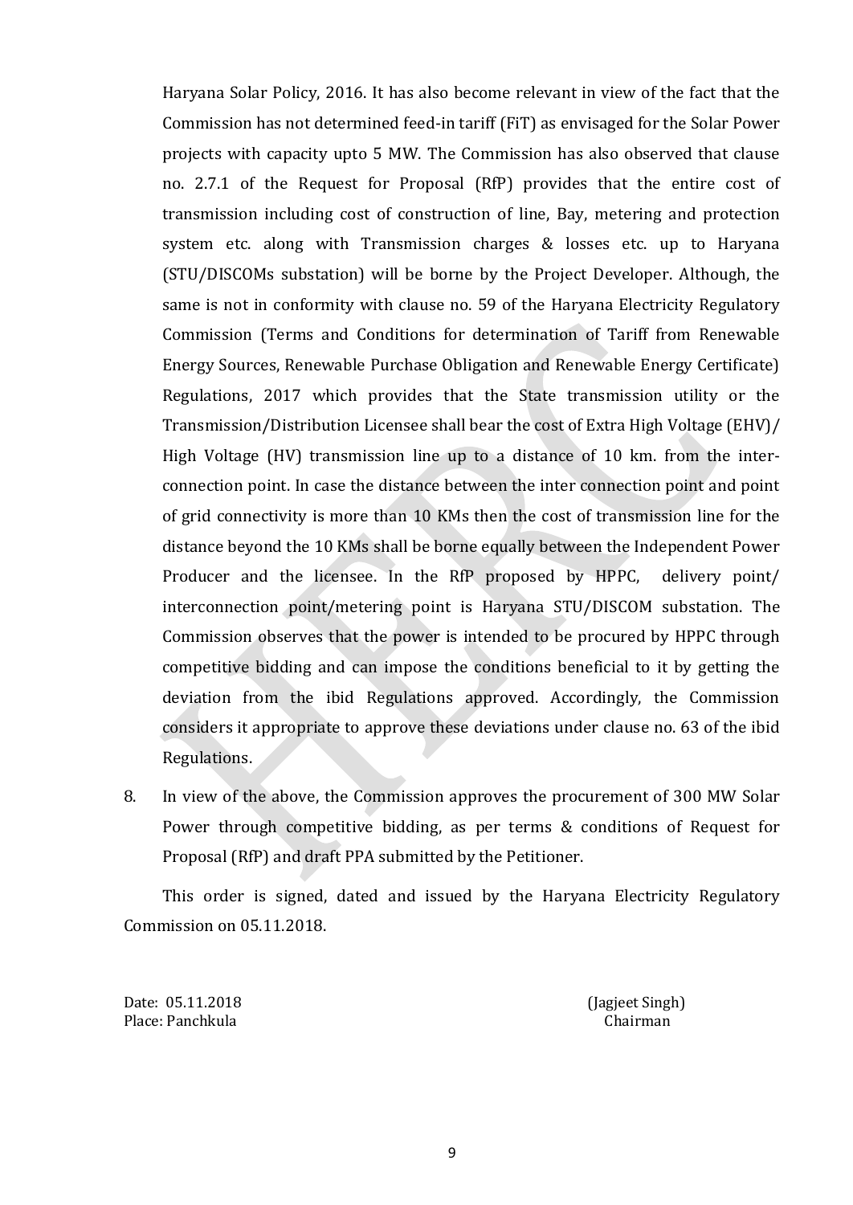Haryana Solar Policy, 2016. It has also become relevant in view of the fact that the Commission has not determined feed-in tariff (FiT) as envisaged for the Solar Power projects with capacity upto 5 MW. The Commission has also observed that clause no. 2.7.1 of the Request for Proposal (RfP) provides that the entire cost of transmission including cost of construction of line, Bay, metering and protection system etc. along with Transmission charges & losses etc. up to Haryana (STU/DISCOMs substation) will be borne by the Project Developer. Although, the same is not in conformity with clause no. 59 of the Haryana Electricity Regulatory Commission (Terms and Conditions for determination of Tariff from Renewable Energy Sources, Renewable Purchase Obligation and Renewable Energy Certificate) Regulations, 2017 which provides that the State transmission utility or the Transmission/Distribution Licensee shall bear the cost of Extra High Voltage (EHV)/ High Voltage (HV) transmission line up to a distance of 10 km. from the inter-connection point. In case the distance between the inter connection point and point of grid connectivity is more than 10 KMs then the cost of transmission line for the distance beyond the 10 KMs shall be borne equally between the Independent Power Producer and the licensee. In the RfP proposed by HPPC, delivery point/ interconnection point/metering point is Haryana STU/DISCOM substation. The Commission observes that the power is intended to be procured by HPPC through competitive bidding and can impose the conditions beneficial to it by getting the deviation from the ibid Regulations approved. Accordingly, the Commission considers it appropriate to approve these deviations under clause no. 63 of the ibid Regulations.

8. In view of the above, the Commission approves the procurement of 300 MW Solar Power through competitive bidding, as per terms & conditions of Request for Proposal (RfP) and draft PPA submitted by the Petitioner.

This order is signed, dated and issued by the Haryana Electricity Regulatory Commission on 05.11.2018.

Date: 05.11.2018
Place: Panchkula

(Jagjeet Singh)
Chairman